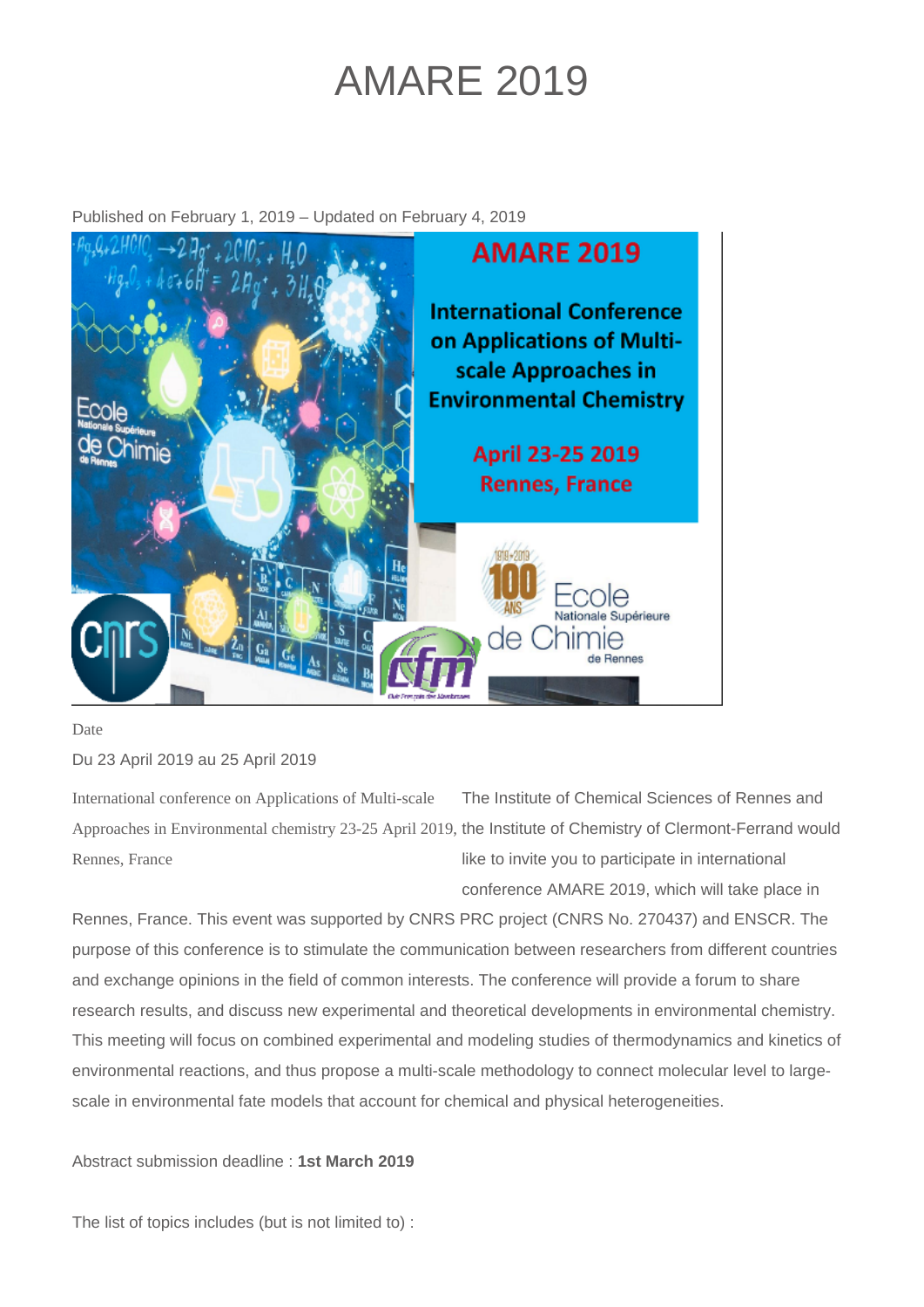# AMARE 2019

Published on February 1, 2019 – Updated on February 4, 2019

Date

Du 23 April 2019 au 25 April 2019

International conference on Applications of Multi-scale Approaches in Environmental chemistry 23-25 April 2019, Rennes, France

The Institute of Chemical Sciences of Rennes and the Institute of Chemistry of Clermont-Ferrand would like to invite you to participate in international conference AMARE 2019, which will take place in Rennes, France. This event was supported by CNRS PRC project (CNRS No. 270437) and ENSCR. The purpose of this conference is to stimulate the communication between researchers from different countries and exchange opinions in the field of common interests. The conference will provide a forum to share research results, and discuss new experimental and theoretical developments in environmental chemistry. This meeting will focus on combined experimental and modeling studies of thermodynamics and kinetics of environmental reactions, and thus propose a multi-scale methodology to connect molecular level to large-scale in environmental fate models that account for chemical and physical heterogeneities.

Abstract submission deadline : **1st March 2019**

The list of topics includes (but is not limited to) :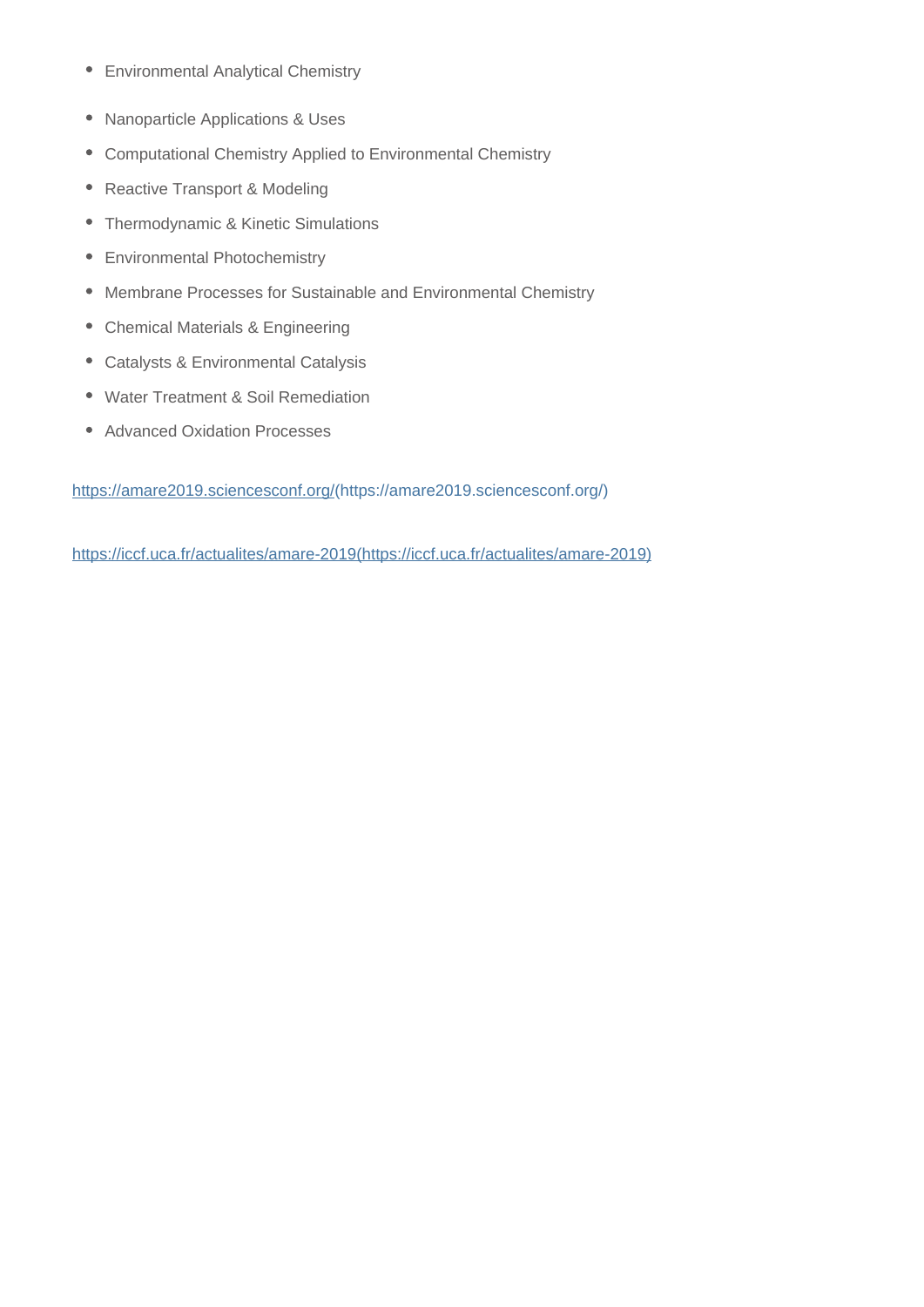- Environmental Analytical Chemistry
- Nanoparticle Applications & Uses
- Computational Chemistry Applied to Environmental Chemistry
- Reactive Transport & Modeling
- Thermodynamic & Kinetic Simulations
- Environmental Photochemistry
- Membrane Processes for Sustainable and Environmental Chemistry
- Chemical Materials & Engineering
- Catalysts & Environmental Catalysis
- Water Treatment & Soil Remediation
- Advanced Oxidation Processes

https://amare2019.sciencesconf.org/(https://amare2019.sciencesconf.org/)

https://iccf.uca.fr/actualites/amare-2019(https://iccf.uca.fr/actualites/amare-2019)